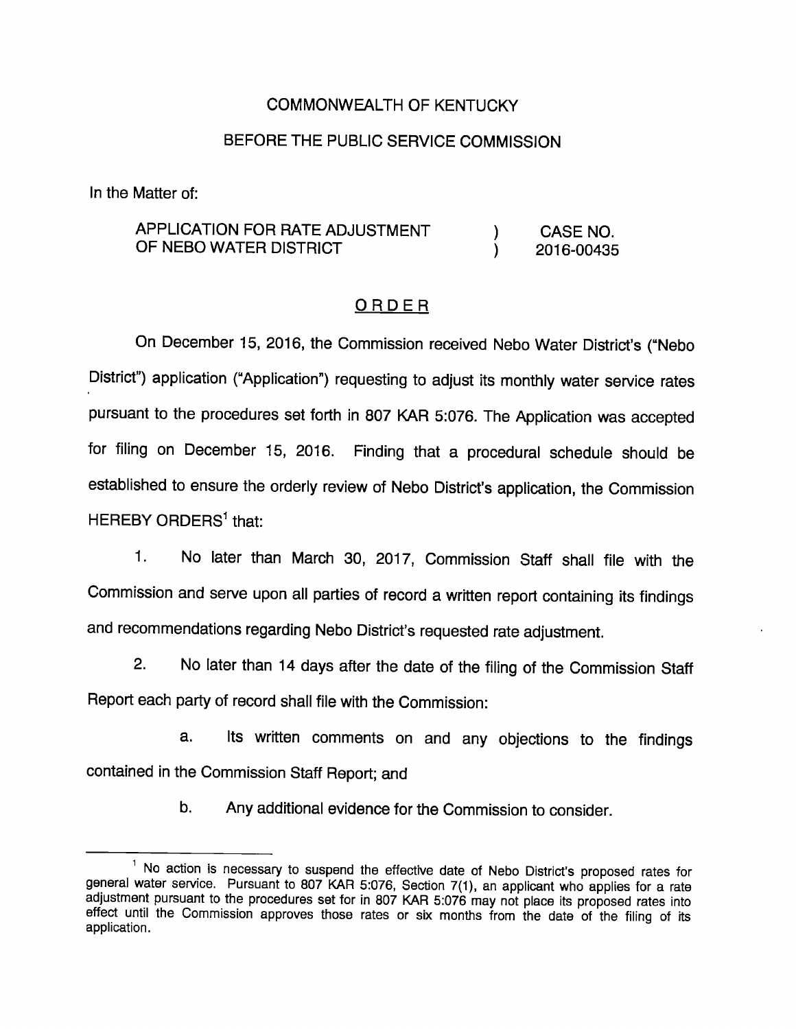COMMONWEALTH OF KENTUCKY

BEFORE THE PUBLIC SERVICE COMMISSION

In the Matter of:

| APPLICATION FOR RATE ADJUSTMENT OF NEBO WATER DISTRICT | ) ) | CASE NO. 2016-00435 |
|---|---|---|

## ORDER

On December 15, 2016, the Commission received Nebo Water District's ("Nebo District") application ("Application") requesting to adjust its monthly water service rates pursuant to the procedures set forth in 807 KAR 5:076. The Application was accepted for filing on December 15, 2016. Finding that a procedural schedule should be established to ensure the orderly review of Nebo District's application, the Commission HEREBY ORDERS[1] that:

1. No later than March 30, 2017, Commission Staff shall file with the Commission and serve upon all parties of record a written report containing its findings and recommendations regarding Nebo District's requested rate adjustment.

2. No later than 14 days after the date of the filing of the Commission Staff Report each party of record shall file with the Commission:

   a. Its written comments on and any objections to the findings contained in the Commission Staff Report; and

   b. Any additional evidence for the Commission to consider.

---

[1] No action is necessary to suspend the effective date of Nebo District's proposed rates for general water service. Pursuant to 807 KAR 5:076, Section 7(1), an applicant who applies for a rate adjustment pursuant to the procedures set for in 807 KAR 5:076 may not place its proposed rates into effect until the Commission approves those rates or six months from the date of the filing of its application.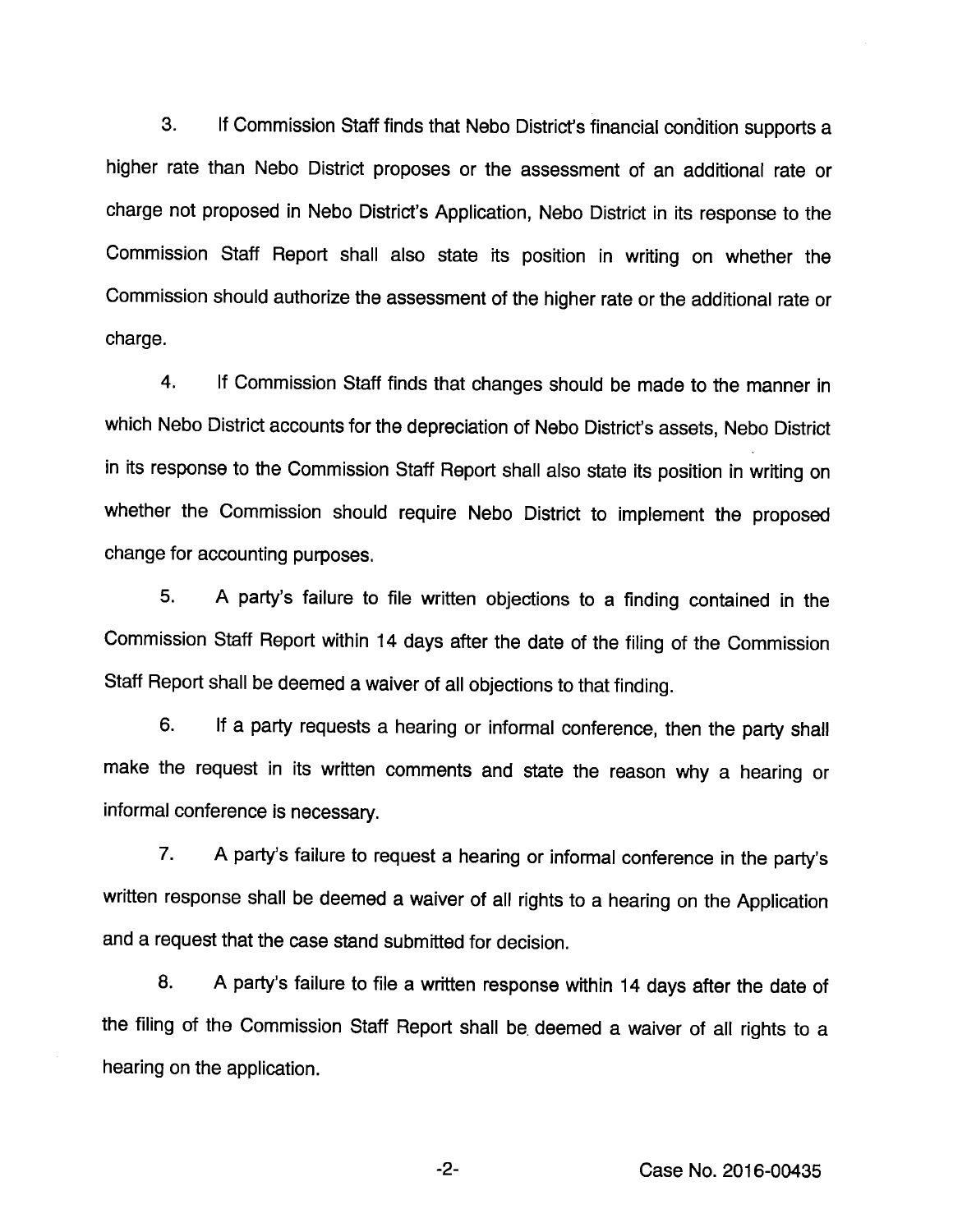3. If Commission Staff finds that Nebo District's financial condition supports a higher rate than Nebo District proposes or the assessment of an additional rate or charge not proposed in Nebo District's Application, Nebo District in its response to the Commission Staff Report shall also state its position in writing on whether the Commission should authorize the assessment of the higher rate or the additional rate or charge.

4. If Commission Staff finds that changes should be made to the manner in which Nebo District accounts for the depreciation of Nebo District's assets, Nebo District in its response to the Commission Staff Report shall also state its position in writing on whether the Commission should require Nebo District to implement the proposed change for accounting purposes.

5. A party's failure to file written objections to a finding contained in the Commission Staff Report within 14 days after the date of the filing of the Commission Staff Report shall be deemed a waiver of all objections to that finding.

6. If a party requests a hearing or informal conference, then the party shall make the request in its written comments and state the reason why a hearing or informal conference is necessary.

7. A party's failure to request a hearing or informal conference in the party's written response shall be deemed a waiver of all rights to a hearing on the Application and a request that the case stand submitted for decision.

8. A party's failure to file a written response within 14 days after the date of the filing of the Commission Staff Report shall be deemed a waiver of all rights to a hearing on the application.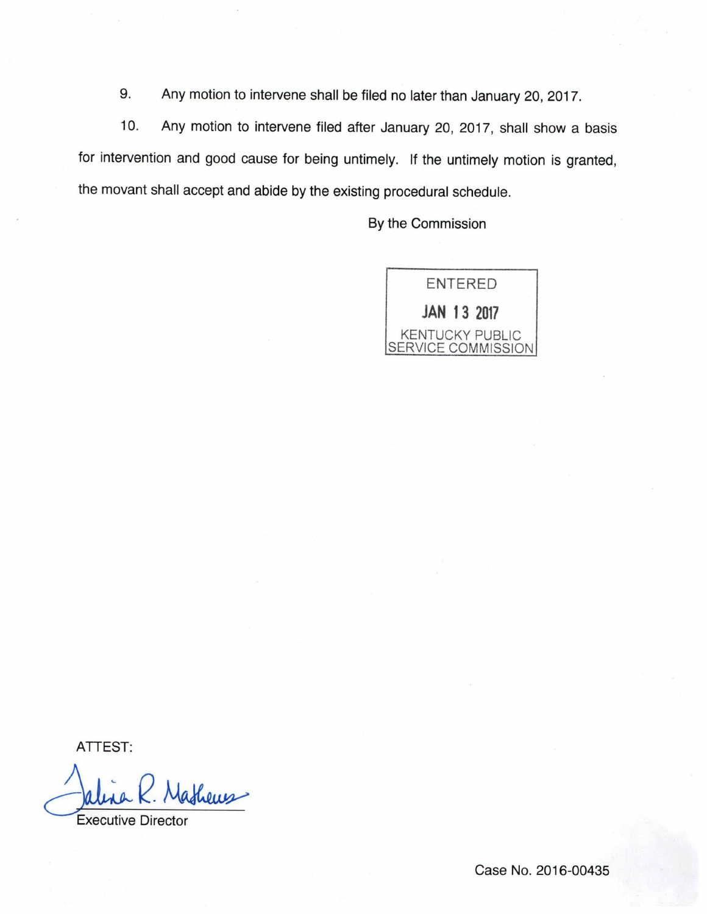9. Any motion to intervene shall be filed no later than January 20, 2017.

10. Any motion to intervene filed after January 20, 2017, shall show a basis for intervention and good cause for being untimely. If the untimely motion is granted, the movant shall accept and abide by the existing procedural schedule.

By the Commission

ENTERED

JAN 13 2017

KENTUCKY PUBLIC SERVICE COMMISSION

ATTEST:

Talina R. Mathews

Executive Director

Case No. 2016-00435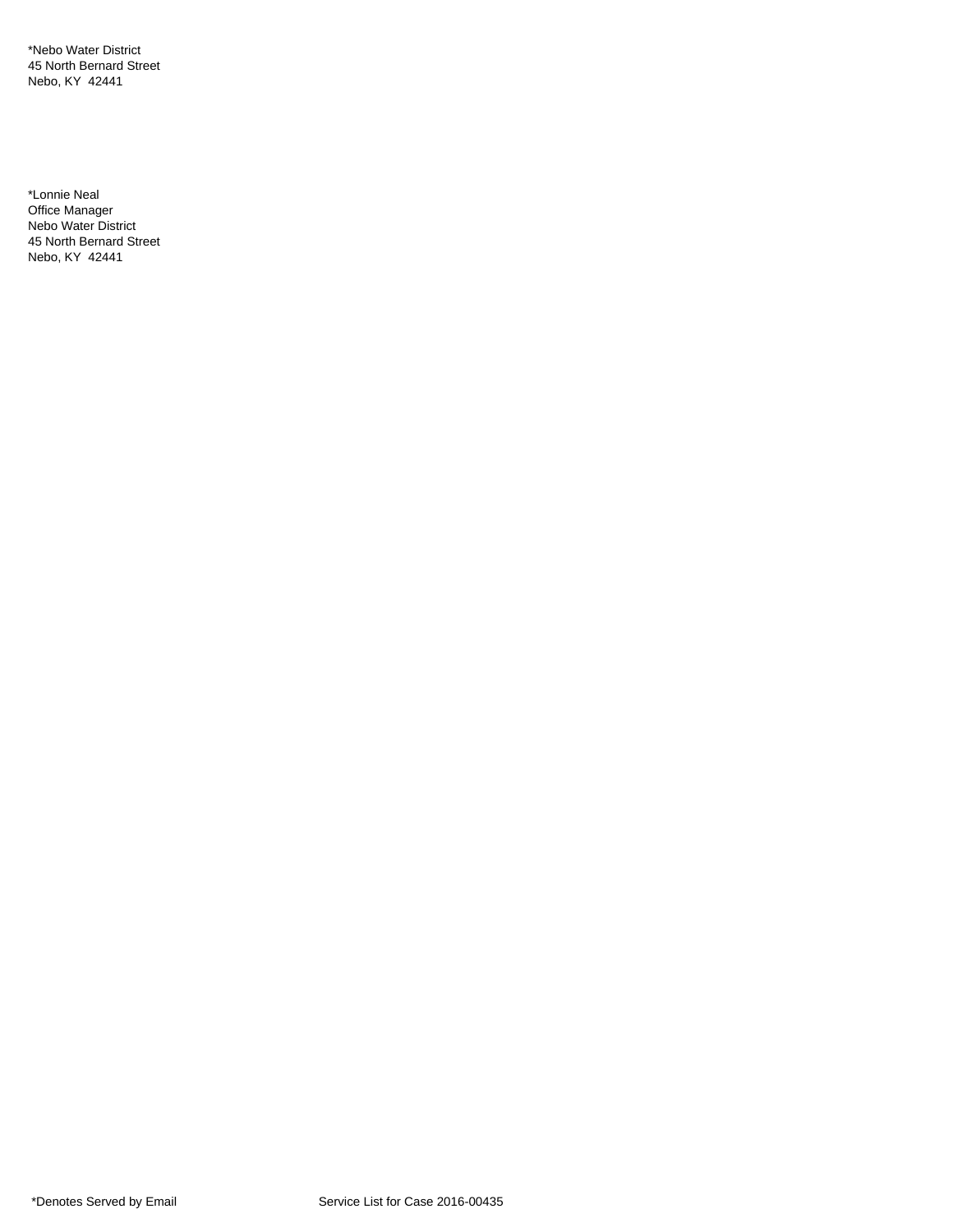*Nebo Water District
45 North Bernard Street
Nebo, KY 42441

*Lonnie Neal
Office Manager
Nebo Water District
45 North Bernard Street
Nebo, KY 42441